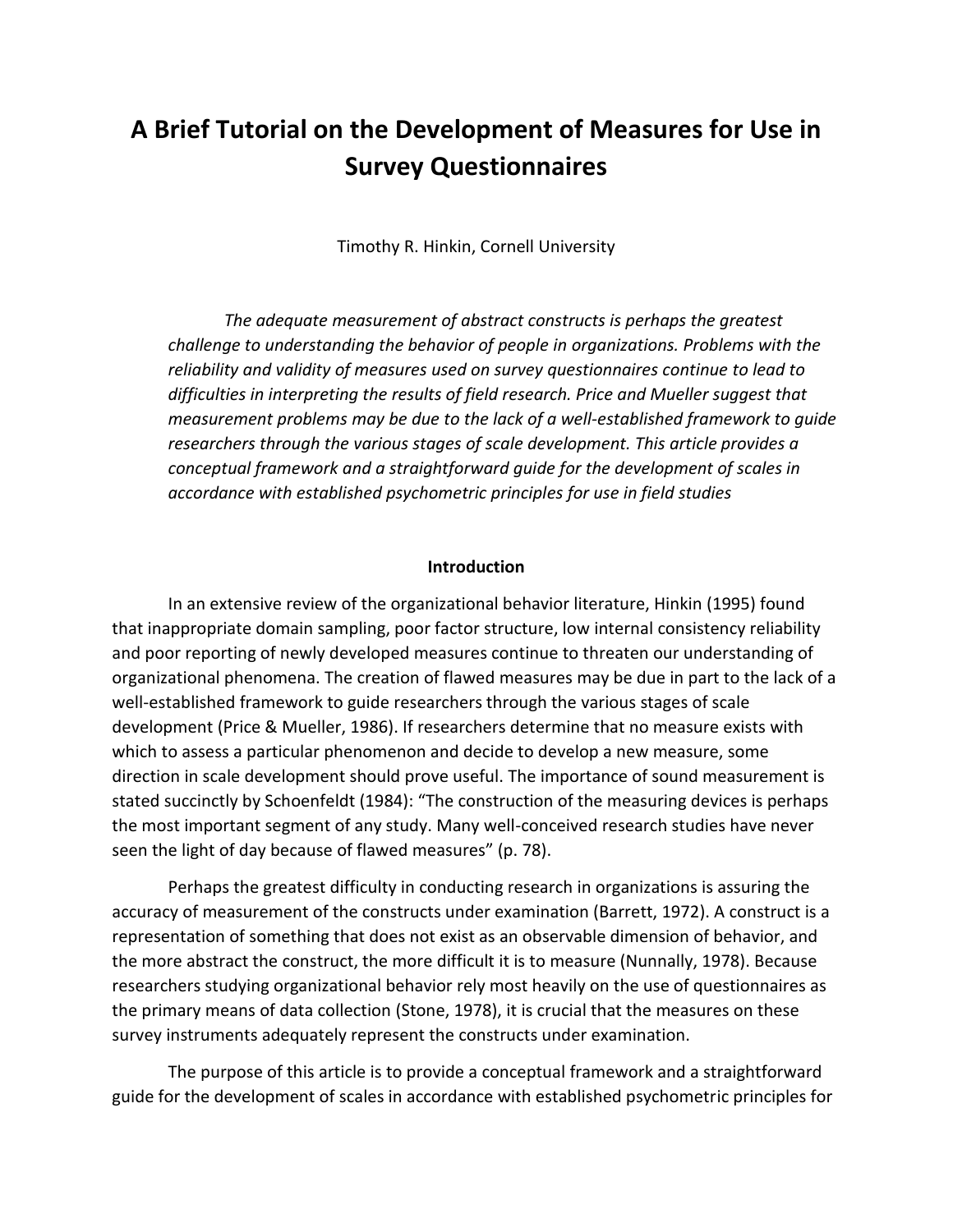# A Brief Tutorial on the Development of Measures for Use in Survey Questionnaires

Timothy R. Hinkin, Cornell University

*The adequate measurement of abstract constructs is perhaps the greatest challenge to understanding the behavior of people in organizations. Problems with the reliability and validity of measures used on survey questionnaires continue to lead to difficulties in interpreting the results of field research. Price and Mueller suggest that measurement problems may be due to the lack of a well-established framework to guide researchers through the various stages of scale development. This article provides a conceptual framework and a straightforward guide for the development of scales in accordance with established psychometric principles for use in field studies*

## Introduction

In an extensive review of the organizational behavior literature, Hinkin (1995) found that inappropriate domain sampling, poor factor structure, low internal consistency reliability and poor reporting of newly developed measures continue to threaten our understanding of organizational phenomena. The creation of flawed measures may be due in part to the lack of a well-established framework to guide researchers through the various stages of scale development (Price & Mueller, 1986). If researchers determine that no measure exists with which to assess a particular phenomenon and decide to develop a new measure, some direction in scale development should prove useful. The importance of sound measurement is stated succinctly by Schoenfeldt (1984): "The construction of the measuring devices is perhaps the most important segment of any study. Many well-conceived research studies have never seen the light of day because of flawed measures" (p. 78).

Perhaps the greatest difficulty in conducting research in organizations is assuring the accuracy of measurement of the constructs under examination (Barrett, 1972). A construct is a representation of something that does not exist as an observable dimension of behavior, and the more abstract the construct, the more difficult it is to measure (Nunnally, 1978). Because researchers studying organizational behavior rely most heavily on the use of questionnaires as the primary means of data collection (Stone, 1978), it is crucial that the measures on these survey instruments adequately represent the constructs under examination.

The purpose of this article is to provide a conceptual framework and a straightforward guide for the development of scales in accordance with established psychometric principles for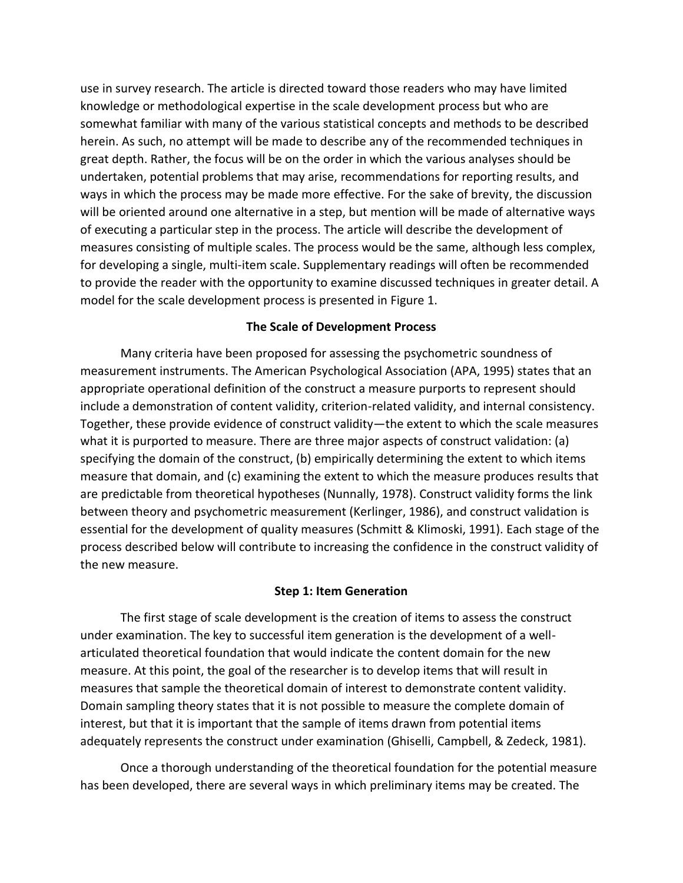use in survey research. The article is directed toward those readers who may have limited knowledge or methodological expertise in the scale development process but who are somewhat familiar with many of the various statistical concepts and methods to be described herein. As such, no attempt will be made to describe any of the recommended techniques in great depth. Rather, the focus will be on the order in which the various analyses should be undertaken, potential problems that may arise, recommendations for reporting results, and ways in which the process may be made more effective. For the sake of brevity, the discussion will be oriented around one alternative in a step, but mention will be made of alternative ways of executing a particular step in the process. The article will describe the development of measures consisting of multiple scales. The process would be the same, although less complex, for developing a single, multi-item scale. Supplementary readings will often be recommended to provide the reader with the opportunity to examine discussed techniques in greater detail. A model for the scale development process is presented in Figure 1.

## The Scale of Development Process

Many criteria have been proposed for assessing the psychometric soundness of measurement instruments. The American Psychological Association (APA, 1995) states that an appropriate operational definition of the construct a measure purports to represent should include a demonstration of content validity, criterion-related validity, and internal consistency. Together, these provide evidence of construct validity—the extent to which the scale measures what it is purported to measure. There are three major aspects of construct validation: (a) specifying the domain of the construct, (b) empirically determining the extent to which items measure that domain, and (c) examining the extent to which the measure produces results that are predictable from theoretical hypotheses (Nunnally, 1978). Construct validity forms the link between theory and psychometric measurement (Kerlinger, 1986), and construct validation is essential for the development of quality measures (Schmitt & Klimoski, 1991). Each stage of the process described below will contribute to increasing the confidence in the construct validity of the new measure.

### Step 1: Item Generation

The first stage of scale development is the creation of items to assess the construct under examination. The key to successful item generation is the development of a well-articulated theoretical foundation that would indicate the content domain for the new measure. At this point, the goal of the researcher is to develop items that will result in measures that sample the theoretical domain of interest to demonstrate content validity. Domain sampling theory states that it is not possible to measure the complete domain of interest, but that it is important that the sample of items drawn from potential items adequately represents the construct under examination (Ghiselli, Campbell, & Zedeck, 1981).

Once a thorough understanding of the theoretical foundation for the potential measure has been developed, there are several ways in which preliminary items may be created. The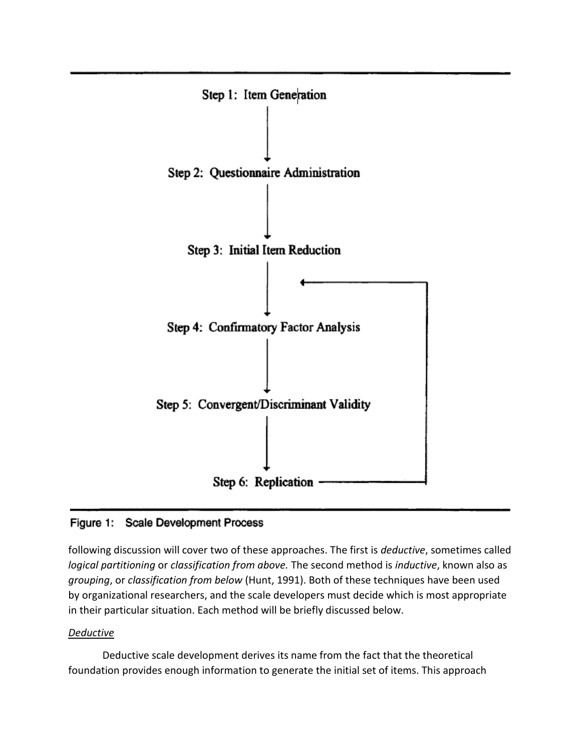Step 1: Item Generation

Step 2: Questionnaire Administration

Step 3: Initial Item Reduction

Step 4: Confirmatory Factor Analysis

Step 5: Convergent/Discriminant Validity

Step 6: Replication

Figure 1: Scale Development Process

following discussion will cover two of these approaches. The first is *deductive*, sometimes called *logical partitioning* or *classification from above.* The second method is *inductive*, known also as *grouping*, or *classification from below* (Hunt, 1991). Both of these techniques have been used by organizational researchers, and the scale developers must decide which is most appropriate in their particular situation. Each method will be briefly discussed below.

### *Deductive*

Deductive scale development derives its name from the fact that the theoretical foundation provides enough information to generate the initial set of items. This approach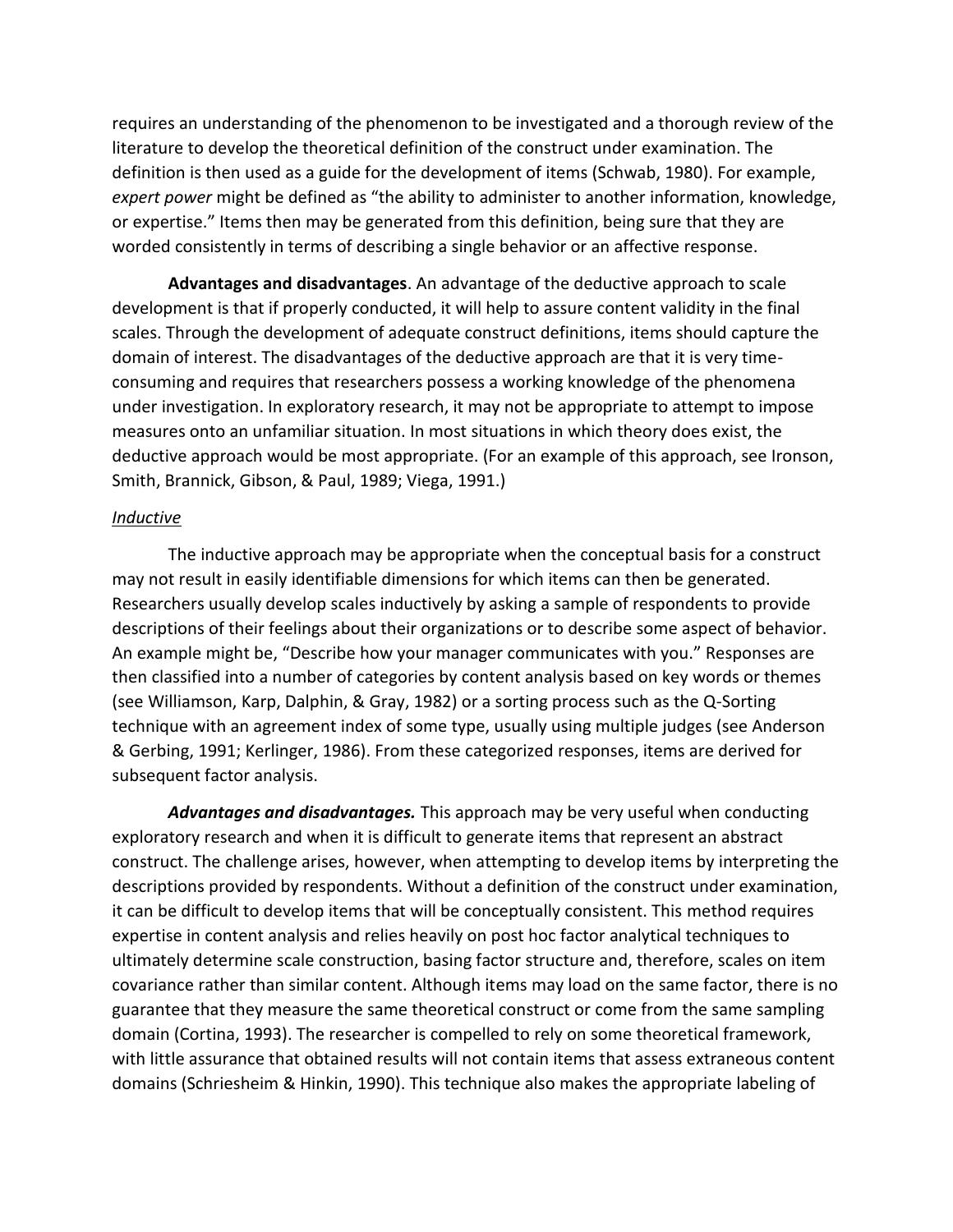requires an understanding of the phenomenon to be investigated and a thorough review of the literature to develop the theoretical definition of the construct under examination. The definition is then used as a guide for the development of items (Schwab, 1980). For example, *expert power* might be defined as "the ability to administer to another information, knowledge, or expertise." Items then may be generated from this definition, being sure that they are worded consistently in terms of describing a single behavior or an affective response.

**Advantages and disadvantages**. An advantage of the deductive approach to scale development is that if properly conducted, it will help to assure content validity in the final scales. Through the development of adequate construct definitions, items should capture the domain of interest. The disadvantages of the deductive approach are that it is very time-consuming and requires that researchers possess a working knowledge of the phenomena under investigation. In exploratory research, it may not be appropriate to attempt to impose measures onto an unfamiliar situation. In most situations in which theory does exist, the deductive approach would be most appropriate. (For an example of this approach, see Ironson, Smith, Brannick, Gibson, & Paul, 1989; Viega, 1991.)

### Inductive

The inductive approach may be appropriate when the conceptual basis for a construct may not result in easily identifiable dimensions for which items can then be generated. Researchers usually develop scales inductively by asking a sample of respondents to provide descriptions of their feelings about their organizations or to describe some aspect of behavior. An example might be, "Describe how your manager communicates with you." Responses are then classified into a number of categories by content analysis based on key words or themes (see Williamson, Karp, Dalphin, & Gray, 1982) or a sorting process such as the Q-Sorting technique with an agreement index of some type, usually using multiple judges (see Anderson & Gerbing, 1991; Kerlinger, 1986). From these categorized responses, items are derived for subsequent factor analysis.

***Advantages and disadvantages.*** This approach may be very useful when conducting exploratory research and when it is difficult to generate items that represent an abstract construct. The challenge arises, however, when attempting to develop items by interpreting the descriptions provided by respondents. Without a definition of the construct under examination, it can be difficult to develop items that will be conceptually consistent. This method requires expertise in content analysis and relies heavily on post hoc factor analytical techniques to ultimately determine scale construction, basing factor structure and, therefore, scales on item covariance rather than similar content. Although items may load on the same factor, there is no guarantee that they measure the same theoretical construct or come from the same sampling domain (Cortina, 1993). The researcher is compelled to rely on some theoretical framework, with little assurance that obtained results will not contain items that assess extraneous content domains (Schriesheim & Hinkin, 1990). This technique also makes the appropriate labeling of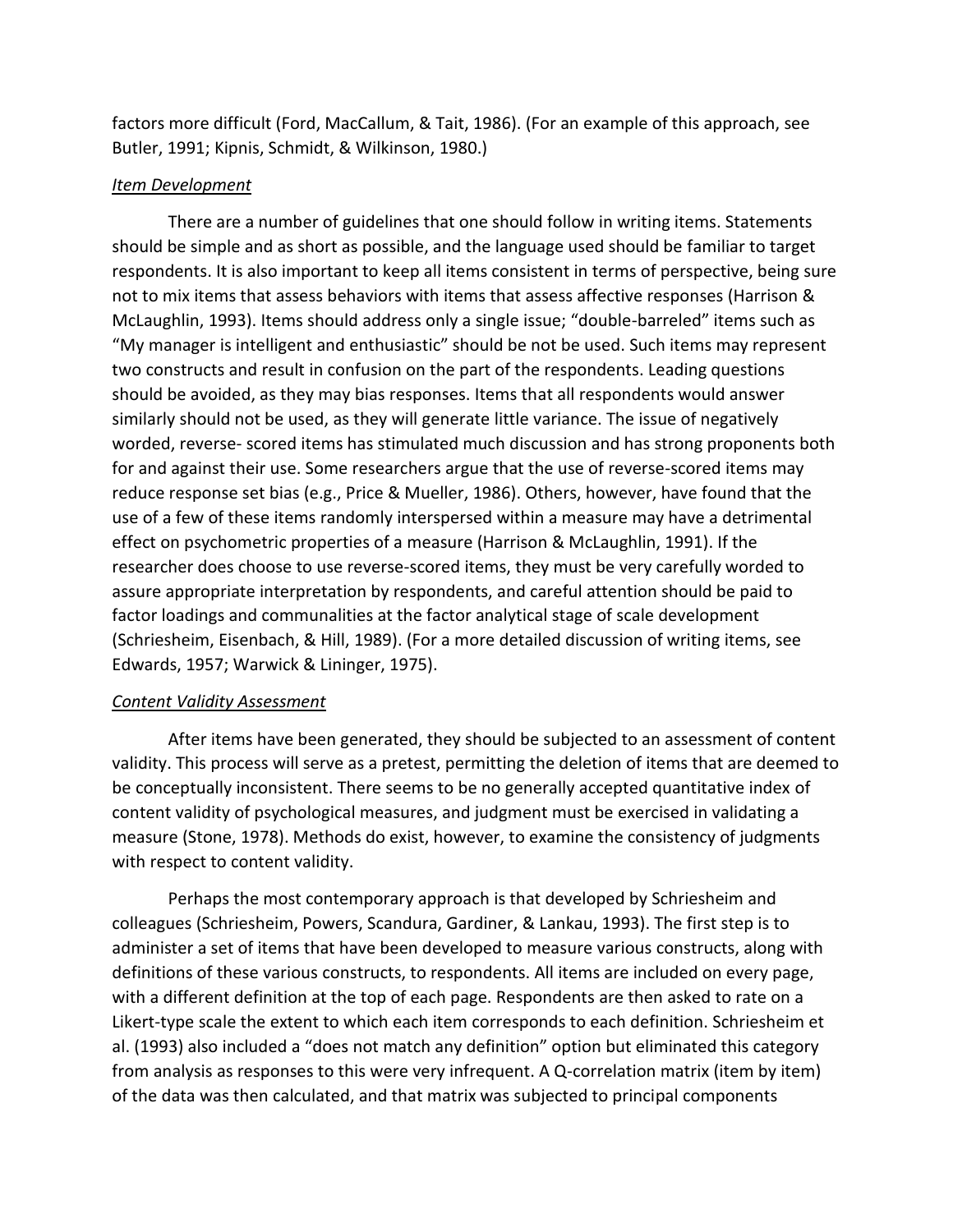factors more difficult (Ford, MacCallum, & Tait, 1986). (For an example of this approach, see Butler, 1991; Kipnis, Schmidt, & Wilkinson, 1980.)

### *Item Development*

There are a number of guidelines that one should follow in writing items. Statements should be simple and as short as possible, and the language used should be familiar to target respondents. It is also important to keep all items consistent in terms of perspective, being sure not to mix items that assess behaviors with items that assess affective responses (Harrison & McLaughlin, 1993). Items should address only a single issue; "double-barreled" items such as "My manager is intelligent and enthusiastic" should be not be used. Such items may represent two constructs and result in confusion on the part of the respondents. Leading questions should be avoided, as they may bias responses. Items that all respondents would answer similarly should not be used, as they will generate little variance. The issue of negatively worded, reverse- scored items has stimulated much discussion and has strong proponents both for and against their use. Some researchers argue that the use of reverse-scored items may reduce response set bias (e.g., Price & Mueller, 1986). Others, however, have found that the use of a few of these items randomly interspersed within a measure may have a detrimental effect on psychometric properties of a measure (Harrison & McLaughlin, 1991). If the researcher does choose to use reverse-scored items, they must be very carefully worded to assure appropriate interpretation by respondents, and careful attention should be paid to factor loadings and communalities at the factor analytical stage of scale development (Schriesheim, Eisenbach, & Hill, 1989). (For a more detailed discussion of writing items, see Edwards, 1957; Warwick & Lininger, 1975).

### *Content Validity Assessment*

After items have been generated, they should be subjected to an assessment of content validity. This process will serve as a pretest, permitting the deletion of items that are deemed to be conceptually inconsistent. There seems to be no generally accepted quantitative index of content validity of psychological measures, and judgment must be exercised in validating a measure (Stone, 1978). Methods do exist, however, to examine the consistency of judgments with respect to content validity.

Perhaps the most contemporary approach is that developed by Schriesheim and colleagues (Schriesheim, Powers, Scandura, Gardiner, & Lankau, 1993). The first step is to administer a set of items that have been developed to measure various constructs, along with definitions of these various constructs, to respondents. All items are included on every page, with a different definition at the top of each page. Respondents are then asked to rate on a Likert-type scale the extent to which each item corresponds to each definition. Schriesheim et al. (1993) also included a "does not match any definition" option but eliminated this category from analysis as responses to this were very infrequent. A Q-correlation matrix (item by item) of the data was then calculated, and that matrix was subjected to principal components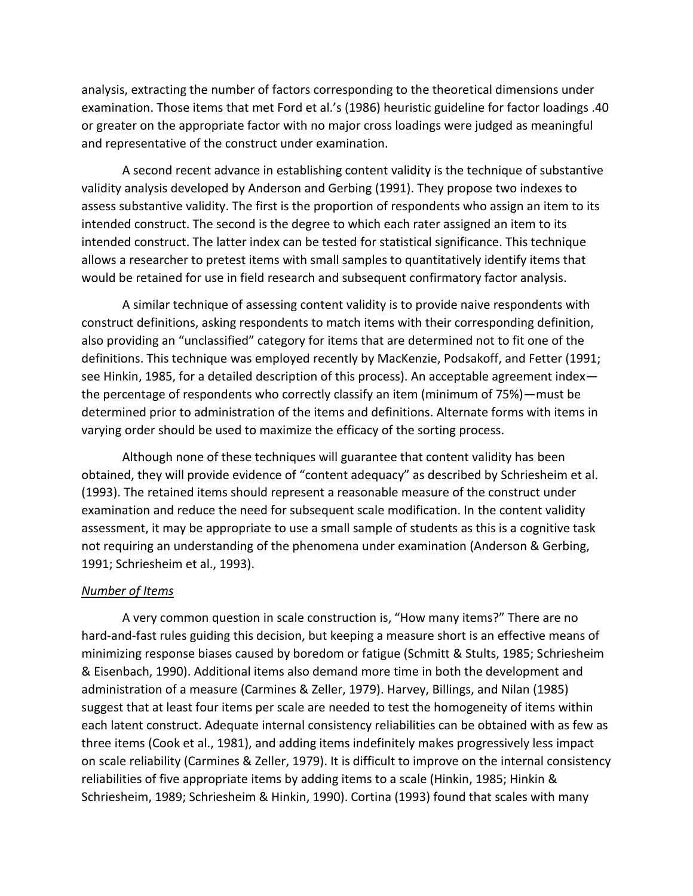analysis, extracting the number of factors corresponding to the theoretical dimensions under examination. Those items that met Ford et al.'s (1986) heuristic guideline for factor loadings .40 or greater on the appropriate factor with no major cross loadings were judged as meaningful and representative of the construct under examination.

A second recent advance in establishing content validity is the technique of substantive validity analysis developed by Anderson and Gerbing (1991). They propose two indexes to assess substantive validity. The first is the proportion of respondents who assign an item to its intended construct. The second is the degree to which each rater assigned an item to its intended construct. The latter index can be tested for statistical significance. This technique allows a researcher to pretest items with small samples to quantitatively identify items that would be retained for use in field research and subsequent confirmatory factor analysis.

A similar technique of assessing content validity is to provide naive respondents with construct definitions, asking respondents to match items with their corresponding definition, also providing an "unclassified" category for items that are determined not to fit one of the definitions. This technique was employed recently by MacKenzie, Podsakoff, and Fetter (1991; see Hinkin, 1985, for a detailed description of this process). An acceptable agreement index—the percentage of respondents who correctly classify an item (minimum of 75%)—must be determined prior to administration of the items and definitions. Alternate forms with items in varying order should be used to maximize the efficacy of the sorting process.

Although none of these techniques will guarantee that content validity has been obtained, they will provide evidence of "content adequacy" as described by Schriesheim et al. (1993). The retained items should represent a reasonable measure of the construct under examination and reduce the need for subsequent scale modification. In the content validity assessment, it may be appropriate to use a small sample of students as this is a cognitive task not requiring an understanding of the phenomena under examination (Anderson & Gerbing, 1991; Schriesheim et al., 1993).

*Number of Items*

A very common question in scale construction is, "How many items?" There are no hard-and-fast rules guiding this decision, but keeping a measure short is an effective means of minimizing response biases caused by boredom or fatigue (Schmitt & Stults, 1985; Schriesheim & Eisenbach, 1990). Additional items also demand more time in both the development and administration of a measure (Carmines & Zeller, 1979). Harvey, Billings, and Nilan (1985) suggest that at least four items per scale are needed to test the homogeneity of items within each latent construct. Adequate internal consistency reliabilities can be obtained with as few as three items (Cook et al., 1981), and adding items indefinitely makes progressively less impact on scale reliability (Carmines & Zeller, 1979). It is difficult to improve on the internal consistency reliabilities of five appropriate items by adding items to a scale (Hinkin, 1985; Hinkin & Schriesheim, 1989; Schriesheim & Hinkin, 1990). Cortina (1993) found that scales with many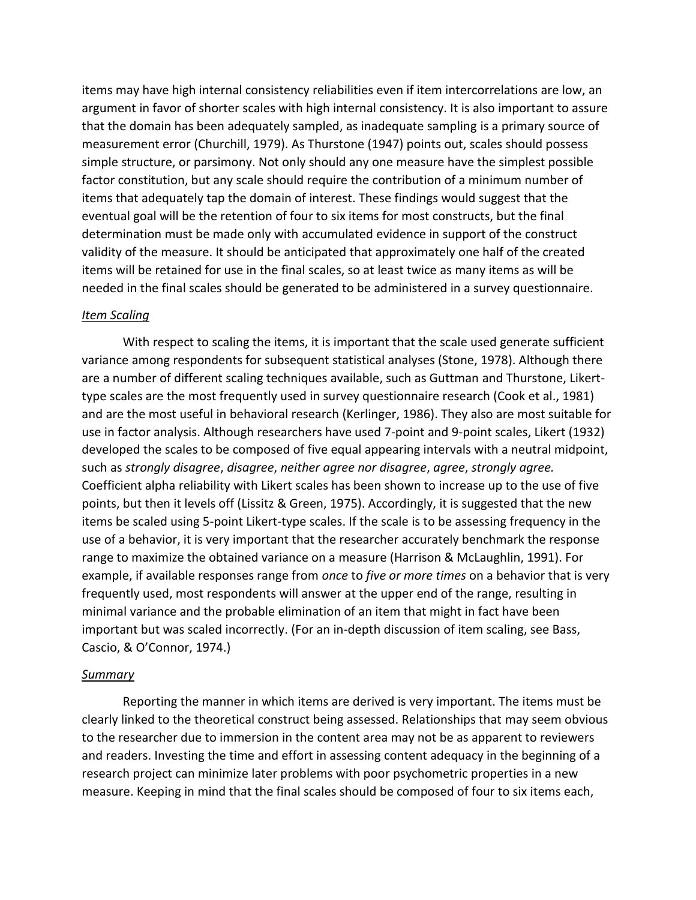items may have high internal consistency reliabilities even if item intercorrelations are low, an argument in favor of shorter scales with high internal consistency. It is also important to assure that the domain has been adequately sampled, as inadequate sampling is a primary source of measurement error (Churchill, 1979). As Thurstone (1947) points out, scales should possess simple structure, or parsimony. Not only should any one measure have the simplest possible factor constitution, but any scale should require the contribution of a minimum number of items that adequately tap the domain of interest. These findings would suggest that the eventual goal will be the retention of four to six items for most constructs, but the final determination must be made only with accumulated evidence in support of the construct validity of the measure. It should be anticipated that approximately one half of the created items will be retained for use in the final scales, so at least twice as many items as will be needed in the final scales should be generated to be administered in a survey questionnaire.

### *Item Scaling*

With respect to scaling the items, it is important that the scale used generate sufficient variance among respondents for subsequent statistical analyses (Stone, 1978). Although there are a number of different scaling techniques available, such as Guttman and Thurstone, Likert-type scales are the most frequently used in survey questionnaire research (Cook et al., 1981) and are the most useful in behavioral research (Kerlinger, 1986). They also are most suitable for use in factor analysis. Although researchers have used 7-point and 9-point scales, Likert (1932) developed the scales to be composed of five equal appearing intervals with a neutral midpoint, such as *strongly disagree*, *disagree*, *neither agree nor disagree*, *agree*, *strongly agree.* Coefficient alpha reliability with Likert scales has been shown to increase up to the use of five points, but then it levels off (Lissitz & Green, 1975). Accordingly, it is suggested that the new items be scaled using 5-point Likert-type scales. If the scale is to be assessing frequency in the use of a behavior, it is very important that the researcher accurately benchmark the response range to maximize the obtained variance on a measure (Harrison & McLaughlin, 1991). For example, if available responses range from *once* to *five or more times* on a behavior that is very frequently used, most respondents will answer at the upper end of the range, resulting in minimal variance and the probable elimination of an item that might in fact have been important but was scaled incorrectly. (For an in-depth discussion of item scaling, see Bass, Cascio, & O'Connor, 1974.)

### *Summary*

Reporting the manner in which items are derived is very important. The items must be clearly linked to the theoretical construct being assessed. Relationships that may seem obvious to the researcher due to immersion in the content area may not be as apparent to reviewers and readers. Investing the time and effort in assessing content adequacy in the beginning of a research project can minimize later problems with poor psychometric properties in a new measure. Keeping in mind that the final scales should be composed of four to six items each,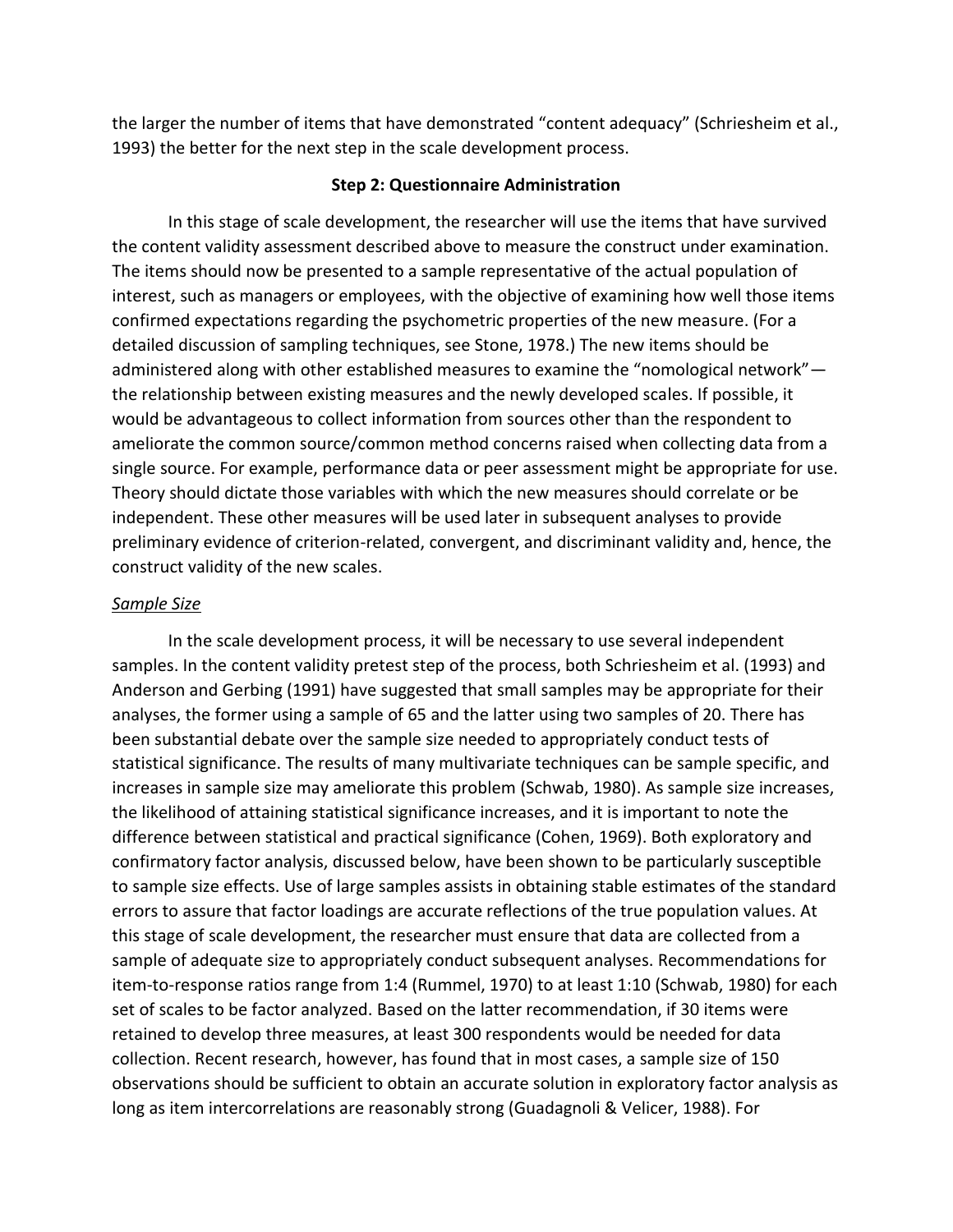the larger the number of items that have demonstrated "content adequacy" (Schriesheim et al., 1993) the better for the next step in the scale development process.

### Step 2: Questionnaire Administration

In this stage of scale development, the researcher will use the items that have survived the content validity assessment described above to measure the construct under examination. The items should now be presented to a sample representative of the actual population of interest, such as managers or employees, with the objective of examining how well those items confirmed expectations regarding the psychometric properties of the new measure. (For a detailed discussion of sampling techniques, see Stone, 1978.) The new items should be administered along with other established measures to examine the "nomological network"—the relationship between existing measures and the newly developed scales. If possible, it would be advantageous to collect information from sources other than the respondent to ameliorate the common source/common method concerns raised when collecting data from a single source. For example, performance data or peer assessment might be appropriate for use. Theory should dictate those variables with which the new measures should correlate or be independent. These other measures will be used later in subsequent analyses to provide preliminary evidence of criterion-related, convergent, and discriminant validity and, hence, the construct validity of the new scales.

#### Sample Size

In the scale development process, it will be necessary to use several independent samples. In the content validity pretest step of the process, both Schriesheim et al. (1993) and Anderson and Gerbing (1991) have suggested that small samples may be appropriate for their analyses, the former using a sample of 65 and the latter using two samples of 20. There has been substantial debate over the sample size needed to appropriately conduct tests of statistical significance. The results of many multivariate techniques can be sample specific, and increases in sample size may ameliorate this problem (Schwab, 1980). As sample size increases, the likelihood of attaining statistical significance increases, and it is important to note the difference between statistical and practical significance (Cohen, 1969). Both exploratory and confirmatory factor analysis, discussed below, have been shown to be particularly susceptible to sample size effects. Use of large samples assists in obtaining stable estimates of the standard errors to assure that factor loadings are accurate reflections of the true population values. At this stage of scale development, the researcher must ensure that data are collected from a sample of adequate size to appropriately conduct subsequent analyses. Recommendations for item-to-response ratios range from 1:4 (Rummel, 1970) to at least 1:10 (Schwab, 1980) for each set of scales to be factor analyzed. Based on the latter recommendation, if 30 items were retained to develop three measures, at least 300 respondents would be needed for data collection. Recent research, however, has found that in most cases, a sample size of 150 observations should be sufficient to obtain an accurate solution in exploratory factor analysis as long as item intercorrelations are reasonably strong (Guadagnoli & Velicer, 1988). For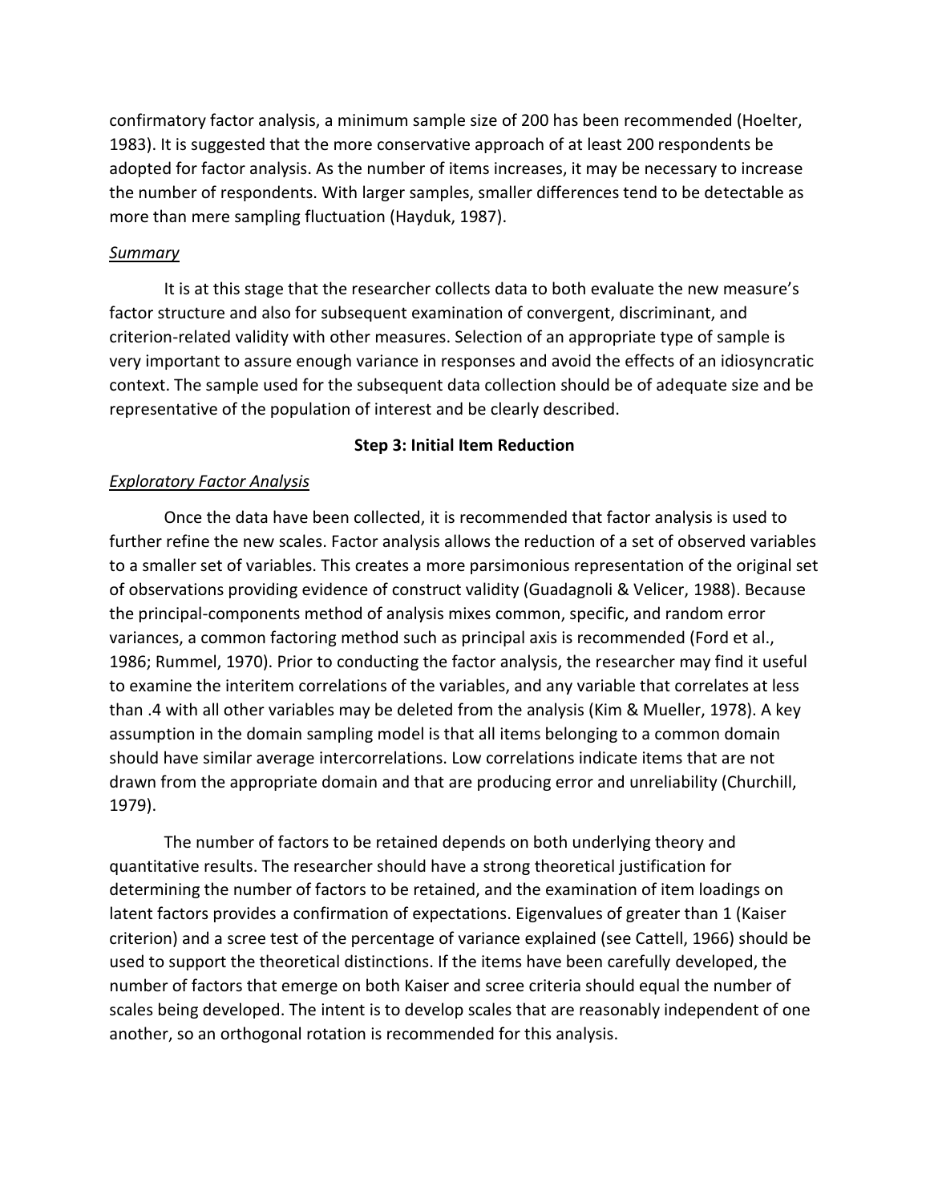confirmatory factor analysis, a minimum sample size of 200 has been recommended (Hoelter, 1983). It is suggested that the more conservative approach of at least 200 respondents be adopted for factor analysis. As the number of items increases, it may be necessary to increase the number of respondents. With larger samples, smaller differences tend to be detectable as more than mere sampling fluctuation (Hayduk, 1987).

*Summary*

It is at this stage that the researcher collects data to both evaluate the new measure's factor structure and also for subsequent examination of convergent, discriminant, and criterion-related validity with other measures. Selection of an appropriate type of sample is very important to assure enough variance in responses and avoid the effects of an idiosyncratic context. The sample used for the subsequent data collection should be of adequate size and be representative of the population of interest and be clearly described.

## Step 3: Initial Item Reduction

*Exploratory Factor Analysis*

Once the data have been collected, it is recommended that factor analysis is used to further refine the new scales. Factor analysis allows the reduction of a set of observed variables to a smaller set of variables. This creates a more parsimonious representation of the original set of observations providing evidence of construct validity (Guadagnoli & Velicer, 1988). Because the principal-components method of analysis mixes common, specific, and random error variances, a common factoring method such as principal axis is recommended (Ford et al., 1986; Rummel, 1970). Prior to conducting the factor analysis, the researcher may find it useful to examine the interitem correlations of the variables, and any variable that correlates at less than .4 with all other variables may be deleted from the analysis (Kim & Mueller, 1978). A key assumption in the domain sampling model is that all items belonging to a common domain should have similar average intercorrelations. Low correlations indicate items that are not drawn from the appropriate domain and that are producing error and unreliability (Churchill, 1979).

The number of factors to be retained depends on both underlying theory and quantitative results. The researcher should have a strong theoretical justification for determining the number of factors to be retained, and the examination of item loadings on latent factors provides a confirmation of expectations. Eigenvalues of greater than 1 (Kaiser criterion) and a scree test of the percentage of variance explained (see Cattell, 1966) should be used to support the theoretical distinctions. If the items have been carefully developed, the number of factors that emerge on both Kaiser and scree criteria should equal the number of scales being developed. The intent is to develop scales that are reasonably independent of one another, so an orthogonal rotation is recommended for this analysis.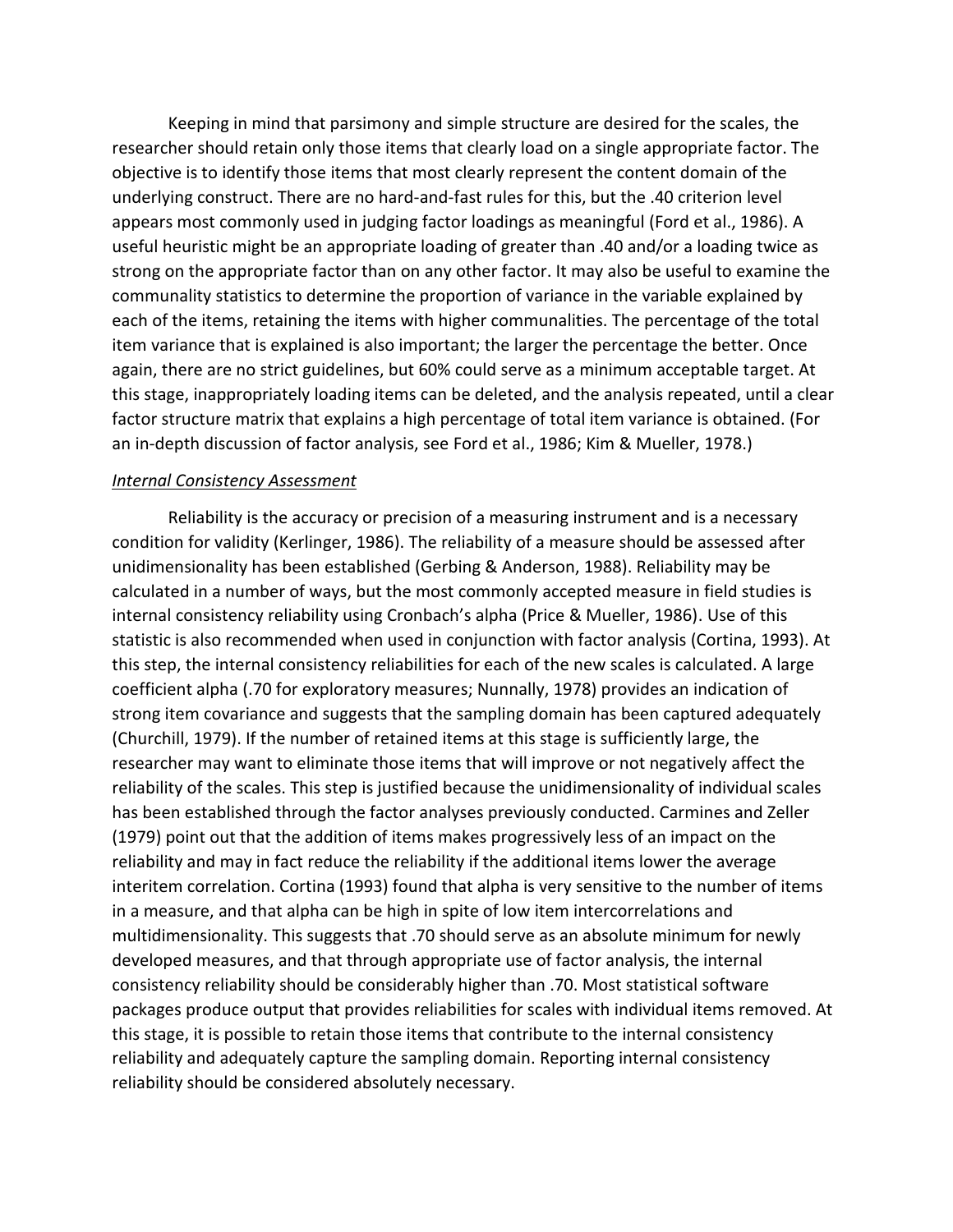Keeping in mind that parsimony and simple structure are desired for the scales, the researcher should retain only those items that clearly load on a single appropriate factor. The objective is to identify those items that most clearly represent the content domain of the underlying construct. There are no hard-and-fast rules for this, but the .40 criterion level appears most commonly used in judging factor loadings as meaningful (Ford et al., 1986). A useful heuristic might be an appropriate loading of greater than .40 and/or a loading twice as strong on the appropriate factor than on any other factor. It may also be useful to examine the communality statistics to determine the proportion of variance in the variable explained by each of the items, retaining the items with higher communalities. The percentage of the total item variance that is explained is also important; the larger the percentage the better. Once again, there are no strict guidelines, but 60% could serve as a minimum acceptable target. At this stage, inappropriately loading items can be deleted, and the analysis repeated, until a clear factor structure matrix that explains a high percentage of total item variance is obtained. (For an in-depth discussion of factor analysis, see Ford et al., 1986; Kim & Mueller, 1978.)

*Internal Consistency Assessment*

Reliability is the accuracy or precision of a measuring instrument and is a necessary condition for validity (Kerlinger, 1986). The reliability of a measure should be assessed after unidimensionality has been established (Gerbing & Anderson, 1988). Reliability may be calculated in a number of ways, but the most commonly accepted measure in field studies is internal consistency reliability using Cronbach's alpha (Price & Mueller, 1986). Use of this statistic is also recommended when used in conjunction with factor analysis (Cortina, 1993). At this step, the internal consistency reliabilities for each of the new scales is calculated. A large coefficient alpha (.70 for exploratory measures; Nunnally, 1978) provides an indication of strong item covariance and suggests that the sampling domain has been captured adequately (Churchill, 1979). If the number of retained items at this stage is sufficiently large, the researcher may want to eliminate those items that will improve or not negatively affect the reliability of the scales. This step is justified because the unidimensionality of individual scales has been established through the factor analyses previously conducted. Carmines and Zeller (1979) point out that the addition of items makes progressively less of an impact on the reliability and may in fact reduce the reliability if the additional items lower the average interitem correlation. Cortina (1993) found that alpha is very sensitive to the number of items in a measure, and that alpha can be high in spite of low item intercorrelations and multidimensionality. This suggests that .70 should serve as an absolute minimum for newly developed measures, and that through appropriate use of factor analysis, the internal consistency reliability should be considerably higher than .70. Most statistical software packages produce output that provides reliabilities for scales with individual items removed. At this stage, it is possible to retain those items that contribute to the internal consistency reliability and adequately capture the sampling domain. Reporting internal consistency reliability should be considered absolutely necessary.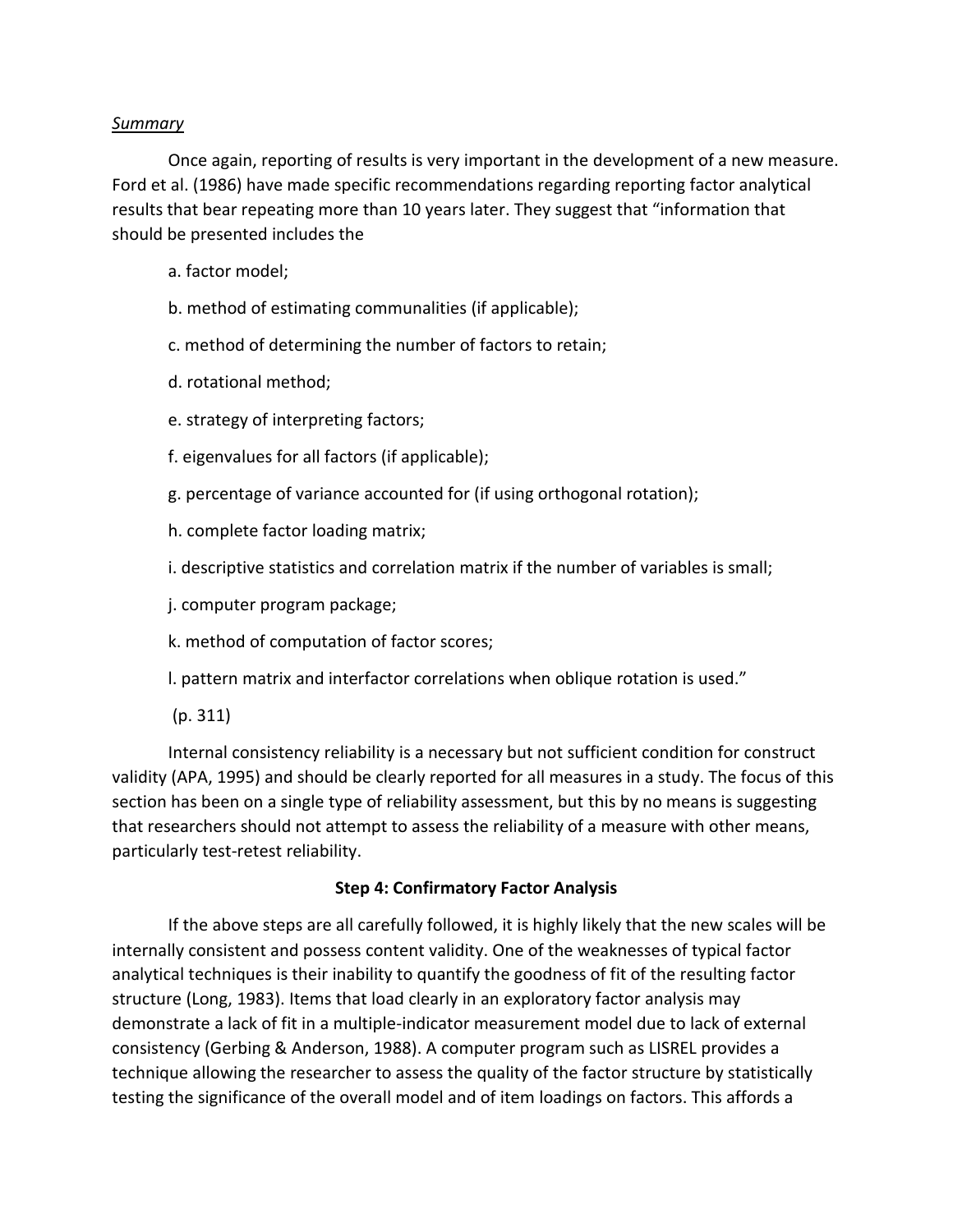*Summary*

Once again, reporting of results is very important in the development of a new measure. Ford et al. (1986) have made specific recommendations regarding reporting factor analytical results that bear repeating more than 10 years later. They suggest that "information that should be presented includes the

a. factor model;

b. method of estimating communalities (if applicable);

c. method of determining the number of factors to retain;

d. rotational method;

e. strategy of interpreting factors;

f. eigenvalues for all factors (if applicable);

g. percentage of variance accounted for (if using orthogonal rotation);

h. complete factor loading matrix;

i. descriptive statistics and correlation matrix if the number of variables is small;

j. computer program package;

k. method of computation of factor scores;

l. pattern matrix and interfactor correlations when oblique rotation is used."

(p. 311)

Internal consistency reliability is a necessary but not sufficient condition for construct validity (APA, 1995) and should be clearly reported for all measures in a study. The focus of this section has been on a single type of reliability assessment, but this by no means is suggesting that researchers should not attempt to assess the reliability of a measure with other means, particularly test-retest reliability.

**Step 4: Confirmatory Factor Analysis**

If the above steps are all carefully followed, it is highly likely that the new scales will be internally consistent and possess content validity. One of the weaknesses of typical factor analytical techniques is their inability to quantify the goodness of fit of the resulting factor structure (Long, 1983). Items that load clearly in an exploratory factor analysis may demonstrate a lack of fit in a multiple-indicator measurement model due to lack of external consistency (Gerbing & Anderson, 1988). A computer program such as LISREL provides a technique allowing the researcher to assess the quality of the factor structure by statistically testing the significance of the overall model and of item loadings on factors. This affords a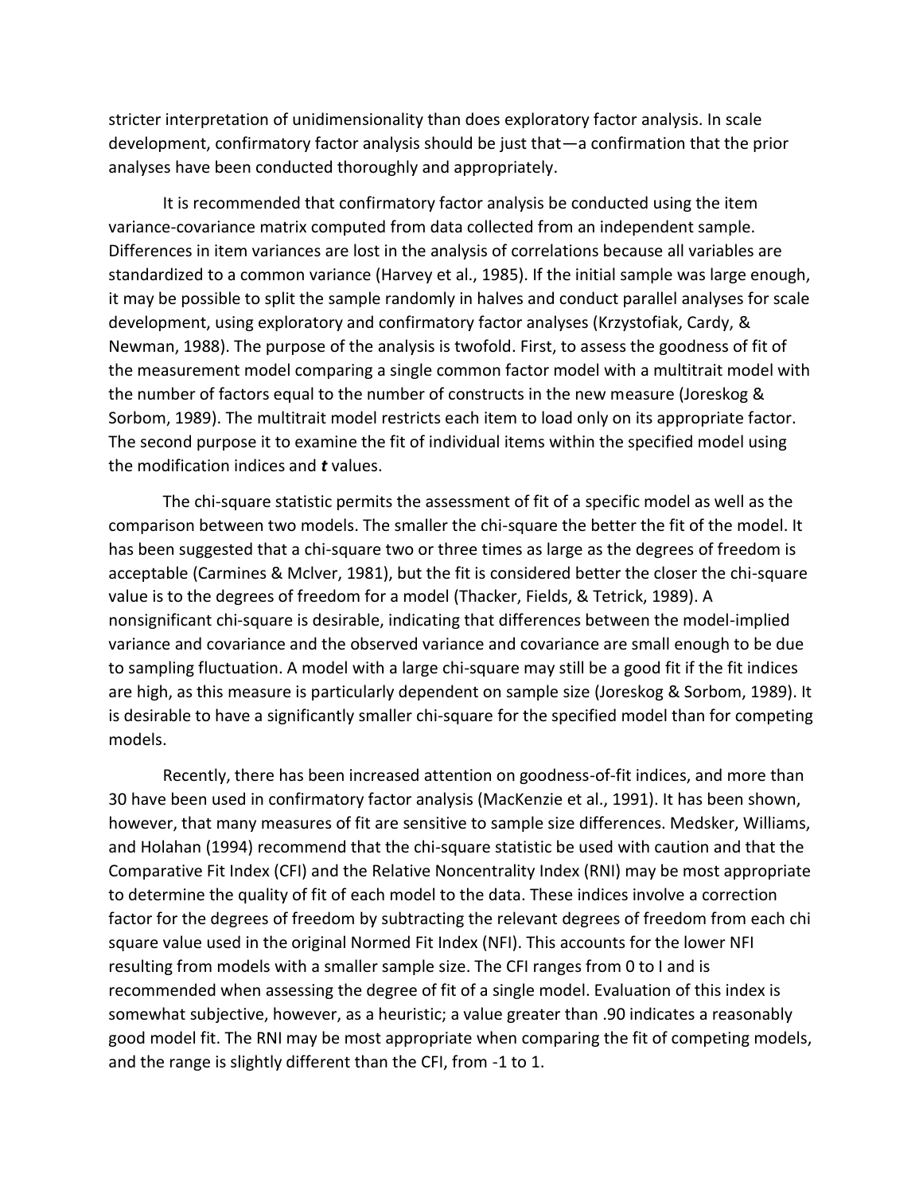stricter interpretation of unidimensionality than does exploratory factor analysis. In scale development, confirmatory factor analysis should be just that—a confirmation that the prior analyses have been conducted thoroughly and appropriately.

It is recommended that confirmatory factor analysis be conducted using the item variance-covariance matrix computed from data collected from an independent sample. Differences in item variances are lost in the analysis of correlations because all variables are standardized to a common variance (Harvey et al., 1985). If the initial sample was large enough, it may be possible to split the sample randomly in halves and conduct parallel analyses for scale development, using exploratory and confirmatory factor analyses (Krzystofiak, Cardy, & Newman, 1988). The purpose of the analysis is twofold. First, to assess the goodness of fit of the measurement model comparing a single common factor model with a multitrait model with the number of factors equal to the number of constructs in the new measure (Joreskog & Sorbom, 1989). The multitrait model restricts each item to load only on its appropriate factor. The second purpose it to examine the fit of individual items within the specified model using the modification indices and ***t*** values.

The chi-square statistic permits the assessment of fit of a specific model as well as the comparison between two models. The smaller the chi-square the better the fit of the model. It has been suggested that a chi-square two or three times as large as the degrees of freedom is acceptable (Carmines & Mclver, 1981), but the fit is considered better the closer the chi-square value is to the degrees of freedom for a model (Thacker, Fields, & Tetrick, 1989). A nonsignificant chi-square is desirable, indicating that differences between the model-implied variance and covariance and the observed variance and covariance are small enough to be due to sampling fluctuation. A model with a large chi-square may still be a good fit if the fit indices are high, as this measure is particularly dependent on sample size (Joreskog & Sorbom, 1989). It is desirable to have a significantly smaller chi-square for the specified model than for competing models.

Recently, there has been increased attention on goodness-of-fit indices, and more than 30 have been used in confirmatory factor analysis (MacKenzie et al., 1991). It has been shown, however, that many measures of fit are sensitive to sample size differences. Medsker, Williams, and Holahan (1994) recommend that the chi-square statistic be used with caution and that the Comparative Fit Index (CFI) and the Relative Noncentrality Index (RNI) may be most appropriate to determine the quality of fit of each model to the data. These indices involve a correction factor for the degrees of freedom by subtracting the relevant degrees of freedom from each chi square value used in the original Normed Fit Index (NFI). This accounts for the lower NFI resulting from models with a smaller sample size. The CFI ranges from 0 to I and is recommended when assessing the degree of fit of a single model. Evaluation of this index is somewhat subjective, however, as a heuristic; a value greater than .90 indicates a reasonably good model fit. The RNI may be most appropriate when comparing the fit of competing models, and the range is slightly different than the CFI, from -1 to 1.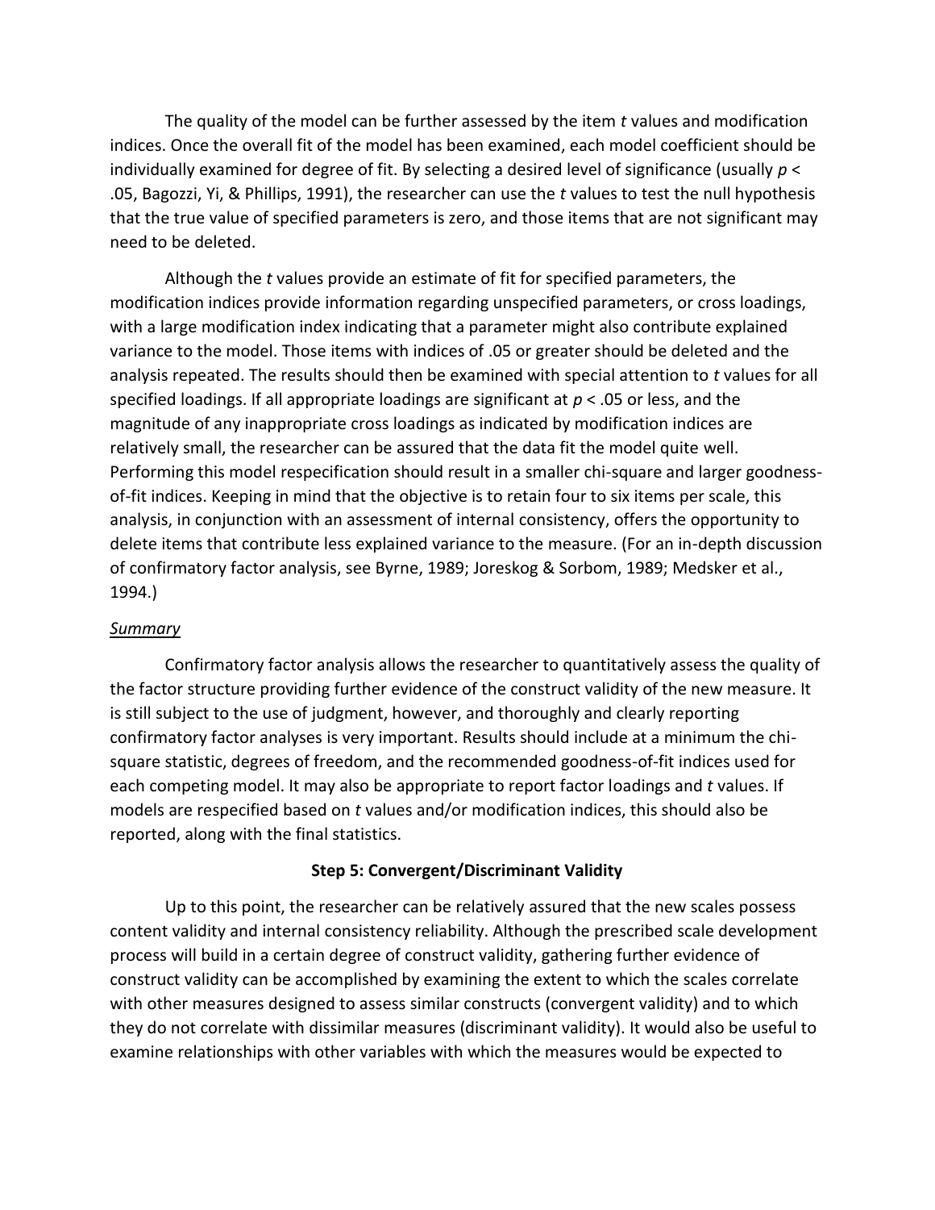The quality of the model can be further assessed by the item *t* values and modification indices. Once the overall fit of the model has been examined, each model coefficient should be individually examined for degree of fit. By selecting a desired level of significance (usually $p < .05$, Bagozzi, Yi, & Phillips, 1991), the researcher can use the *t* values to test the null hypothesis that the true value of specified parameters is zero, and those items that are not significant may need to be deleted.

Although the *t* values provide an estimate of fit for specified parameters, the modification indices provide information regarding unspecified parameters, or cross loadings, with a large modification index indicating that a parameter might also contribute explained variance to the model. Those items with indices of .05 or greater should be deleted and the analysis repeated. The results should then be examined with special attention to *t* values for all specified loadings. If all appropriate loadings are significant at $p < .05$ or less, and the magnitude of any inappropriate cross loadings as indicated by modification indices are relatively small, the researcher can be assured that the data fit the model quite well. Performing this model respecification should result in a smaller chi-square and larger goodness-of-fit indices. Keeping in mind that the objective is to retain four to six items per scale, this analysis, in conjunction with an assessment of internal consistency, offers the opportunity to delete items that contribute less explained variance to the measure. (For an in-depth discussion of confirmatory factor analysis, see Byrne, 1989; Joreskog & Sorbom, 1989; Medsker et al., 1994.)

*Summary*

Confirmatory factor analysis allows the researcher to quantitatively assess the quality of the factor structure providing further evidence of the construct validity of the new measure. It is still subject to the use of judgment, however, and thoroughly and clearly reporting confirmatory factor analyses is very important. Results should include at a minimum the chi-square statistic, degrees of freedom, and the recommended goodness-of-fit indices used for each competing model. It may also be appropriate to report factor loadings and *t* values. If models are respecified based on *t* values and/or modification indices, this should also be reported, along with the final statistics.

### Step 5: Convergent/Discriminant Validity

Up to this point, the researcher can be relatively assured that the new scales possess content validity and internal consistency reliability. Although the prescribed scale development process will build in a certain degree of construct validity, gathering further evidence of construct validity can be accomplished by examining the extent to which the scales correlate with other measures designed to assess similar constructs (convergent validity) and to which they do not correlate with dissimilar measures (discriminant validity). It would also be useful to examine relationships with other variables with which the measures would be expected to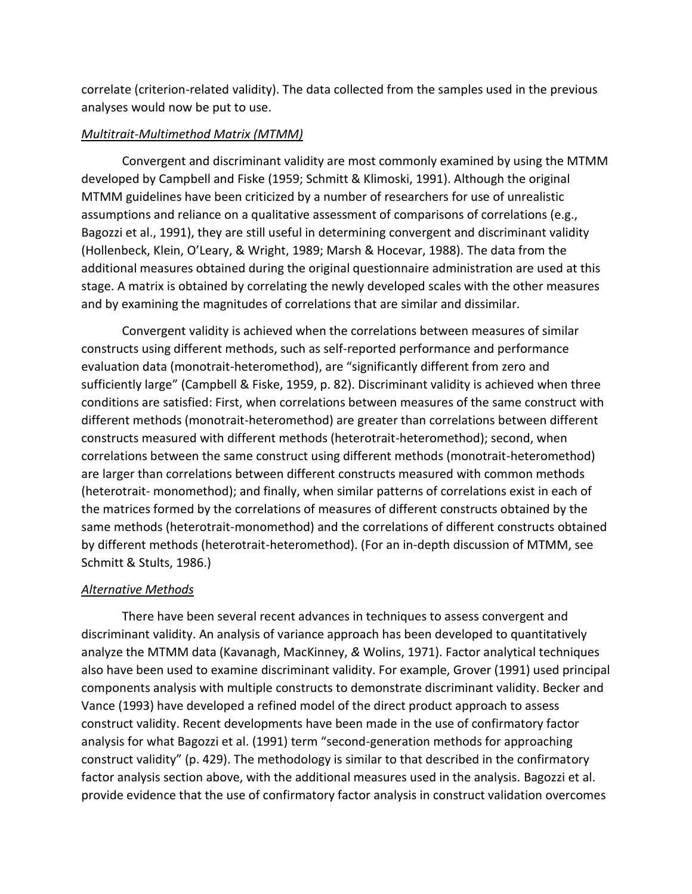correlate (criterion-related validity). The data collected from the samples used in the previous analyses would now be put to use.

### *Multitrait-Multimethod Matrix (MTMM)*

Convergent and discriminant validity are most commonly examined by using the MTMM developed by Campbell and Fiske (1959; Schmitt & Klimoski, 1991). Although the original MTMM guidelines have been criticized by a number of researchers for use of unrealistic assumptions and reliance on a qualitative assessment of comparisons of correlations (e.g., Bagozzi et al., 1991), they are still useful in determining convergent and discriminant validity (Hollenbeck, Klein, O'Leary, & Wright, 1989; Marsh & Hocevar, 1988). The data from the additional measures obtained during the original questionnaire administration are used at this stage. A matrix is obtained by correlating the newly developed scales with the other measures and by examining the magnitudes of correlations that are similar and dissimilar.

Convergent validity is achieved when the correlations between measures of similar constructs using different methods, such as self-reported performance and performance evaluation data (monotrait-heteromethod), are "significantly different from zero and sufficiently large" (Campbell & Fiske, 1959, p. 82). Discriminant validity is achieved when three conditions are satisfied: First, when correlations between measures of the same construct with different methods (monotrait-heteromethod) are greater than correlations between different constructs measured with different methods (heterotrait-heteromethod); second, when correlations between the same construct using different methods (monotrait-heteromethod) are larger than correlations between different constructs measured with common methods (heterotrait- monomethod); and finally, when similar patterns of correlations exist in each of the matrices formed by the correlations of measures of different constructs obtained by the same methods (heterotrait-monomethod) and the correlations of different constructs obtained by different methods (heterotrait-heteromethod). (For an in-depth discussion of MTMM, see Schmitt & Stults, 1986.)

### *Alternative Methods*

There have been several recent advances in techniques to assess convergent and discriminant validity. An analysis of variance approach has been developed to quantitatively analyze the MTMM data (Kavanagh, MacKinney, & Wolins, 1971). Factor analytical techniques also have been used to examine discriminant validity. For example, Grover (1991) used principal components analysis with multiple constructs to demonstrate discriminant validity. Becker and Vance (1993) have developed a refined model of the direct product approach to assess construct validity. Recent developments have been made in the use of confirmatory factor analysis for what Bagozzi et al. (1991) term "second-generation methods for approaching construct validity" (p. 429). The methodology is similar to that described in the confirmatory factor analysis section above, with the additional measures used in the analysis. Bagozzi et al. provide evidence that the use of confirmatory factor analysis in construct validation overcomes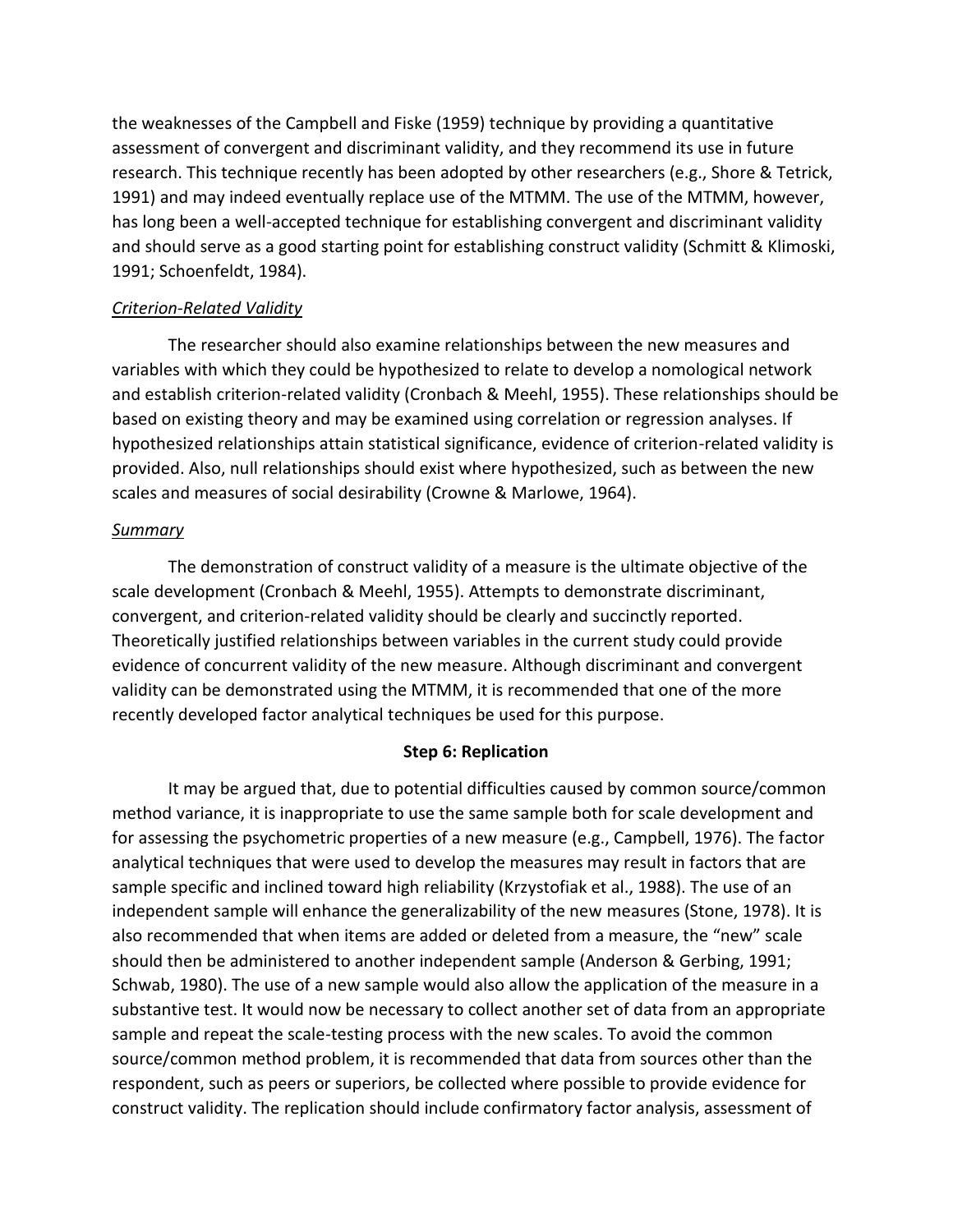the weaknesses of the Campbell and Fiske (1959) technique by providing a quantitative assessment of convergent and discriminant validity, and they recommend its use in future research. This technique recently has been adopted by other researchers (e.g., Shore & Tetrick, 1991) and may indeed eventually replace use of the MTMM. The use of the MTMM, however, has long been a well-accepted technique for establishing convergent and discriminant validity and should serve as a good starting point for establishing construct validity (Schmitt & Klimoski, 1991; Schoenfeldt, 1984).

*Criterion-Related Validity*

The researcher should also examine relationships between the new measures and variables with which they could be hypothesized to relate to develop a nomological network and establish criterion-related validity (Cronbach & Meehl, 1955). These relationships should be based on existing theory and may be examined using correlation or regression analyses. If hypothesized relationships attain statistical significance, evidence of criterion-related validity is provided. Also, null relationships should exist where hypothesized, such as between the new scales and measures of social desirability (Crowne & Marlowe, 1964).

*Summary*

The demonstration of construct validity of a measure is the ultimate objective of the scale development (Cronbach & Meehl, 1955). Attempts to demonstrate discriminant, convergent, and criterion-related validity should be clearly and succinctly reported. Theoretically justified relationships between variables in the current study could provide evidence of concurrent validity of the new measure. Although discriminant and convergent validity can be demonstrated using the MTMM, it is recommended that one of the more recently developed factor analytical techniques be used for this purpose.

## Step 6: Replication

It may be argued that, due to potential difficulties caused by common source/common method variance, it is inappropriate to use the same sample both for scale development and for assessing the psychometric properties of a new measure (e.g., Campbell, 1976). The factor analytical techniques that were used to develop the measures may result in factors that are sample specific and inclined toward high reliability (Krzystofiak et al., 1988). The use of an independent sample will enhance the generalizability of the new measures (Stone, 1978). It is also recommended that when items are added or deleted from a measure, the "new" scale should then be administered to another independent sample (Anderson & Gerbing, 1991; Schwab, 1980). The use of a new sample would also allow the application of the measure in a substantive test. It would now be necessary to collect another set of data from an appropriate sample and repeat the scale-testing process with the new scales. To avoid the common source/common method problem, it is recommended that data from sources other than the respondent, such as peers or superiors, be collected where possible to provide evidence for construct validity. The replication should include confirmatory factor analysis, assessment of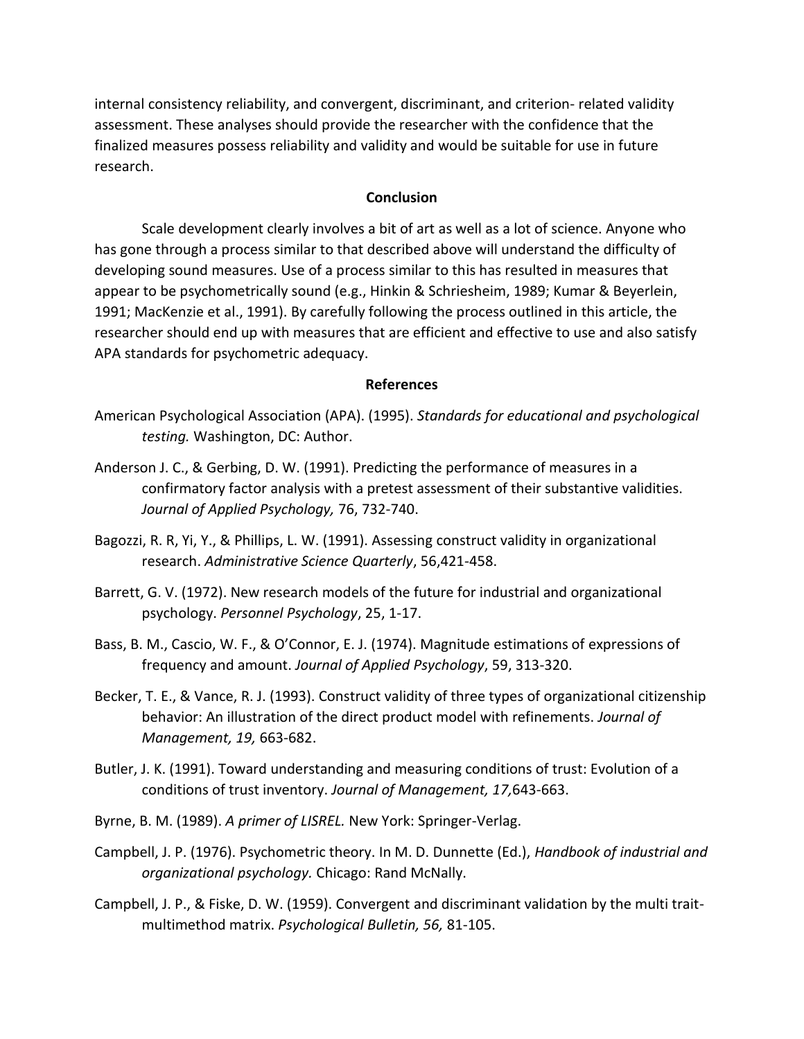internal consistency reliability, and convergent, discriminant, and criterion- related validity assessment. These analyses should provide the researcher with the confidence that the finalized measures possess reliability and validity and would be suitable for use in future research.

## Conclusion

Scale development clearly involves a bit of art as well as a lot of science. Anyone who has gone through a process similar to that described above will understand the difficulty of developing sound measures. Use of a process similar to this has resulted in measures that appear to be psychometrically sound (e.g., Hinkin & Schriesheim, 1989; Kumar & Beyerlein, 1991; MacKenzie et al., 1991). By carefully following the process outlined in this article, the researcher should end up with measures that are efficient and effective to use and also satisfy APA standards for psychometric adequacy.

## References

American Psychological Association (APA). (1995). *Standards for educational and psychological testing.* Washington, DC: Author.

Anderson J. C., & Gerbing, D. W. (1991). Predicting the performance of measures in a confirmatory factor analysis with a pretest assessment of their substantive validities. *Journal of Applied Psychology,* 76, 732-740.

Bagozzi, R. R, Yi, Y., & Phillips, L. W. (1991). Assessing construct validity in organizational research. *Administrative Science Quarterly*, 56,421-458.

Barrett, G. V. (1972). New research models of the future for industrial and organizational psychology. *Personnel Psychology*, 25, 1-17.

Bass, B. M., Cascio, W. F., & O'Connor, E. J. (1974). Magnitude estimations of expressions of frequency and amount. *Journal of Applied Psychology*, 59, 313-320.

Becker, T. E., & Vance, R. J. (1993). Construct validity of three types of organizational citizenship behavior: An illustration of the direct product model with refinements. *Journal of Management, 19,* 663-682.

Butler, J. K. (1991). Toward understanding and measuring conditions of trust: Evolution of a conditions of trust inventory. *Journal of Management, 17,*643-663.

Byrne, B. M. (1989). *A primer of LISREL.* New York: Springer-Verlag.

Campbell, J. P. (1976). Psychometric theory. In M. D. Dunnette (Ed.), *Handbook of industrial and organizational psychology.* Chicago: Rand McNally.

Campbell, J. P., & Fiske, D. W. (1959). Convergent and discriminant validation by the multi trait-multimethod matrix. *Psychological Bulletin, 56,* 81-105.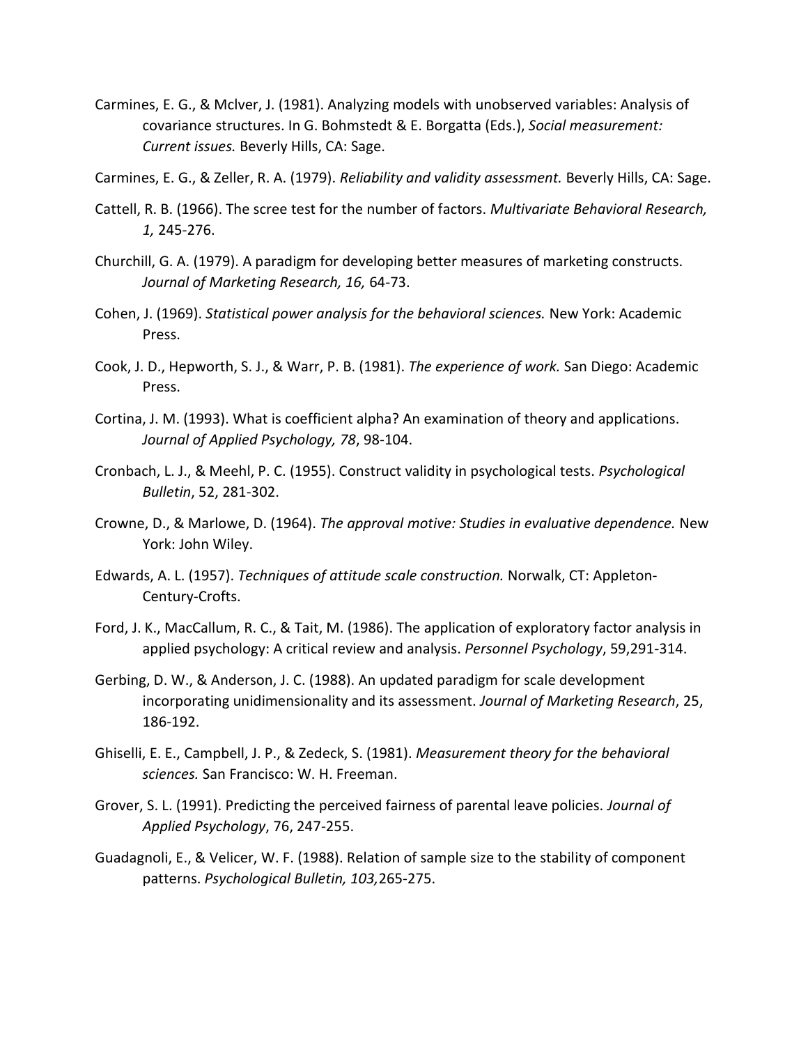Carmines, E. G., & Mclver, J. (1981). Analyzing models with unobserved variables: Analysis of covariance structures. In G. Bohmstedt & E. Borgatta (Eds.), *Social measurement: Current issues.* Beverly Hills, CA: Sage.

Carmines, E. G., & Zeller, R. A. (1979). *Reliability and validity assessment.* Beverly Hills, CA: Sage.

Cattell, R. B. (1966). The scree test for the number of factors. *Multivariate Behavioral Research, 1,* 245-276.

Churchill, G. A. (1979). A paradigm for developing better measures of marketing constructs. *Journal of Marketing Research, 16,* 64-73.

Cohen, J. (1969). *Statistical power analysis for the behavioral sciences.* New York: Academic Press.

Cook, J. D., Hepworth, S. J., & Warr, P. B. (1981). *The experience of work.* San Diego: Academic Press.

Cortina, J. M. (1993). What is coefficient alpha? An examination of theory and applications. *Journal of Applied Psychology, 78*, 98-104.

Cronbach, L. J., & Meehl, P. C. (1955). Construct validity in psychological tests. *Psychological Bulletin*, 52, 281-302.

Crowne, D., & Marlowe, D. (1964). *The approval motive: Studies in evaluative dependence.* New York: John Wiley.

Edwards, A. L. (1957). *Techniques of attitude scale construction.* Norwalk, CT: Appleton-Century-Crofts.

Ford, J. K., MacCallum, R. C., & Tait, M. (1986). The application of exploratory factor analysis in applied psychology: A critical review and analysis. *Personnel Psychology*, 59,291-314.

Gerbing, D. W., & Anderson, J. C. (1988). An updated paradigm for scale development incorporating unidimensionality and its assessment. *Journal of Marketing Research*, 25, 186-192.

Ghiselli, E. E., Campbell, J. P., & Zedeck, S. (1981). *Measurement theory for the behavioral sciences.* San Francisco: W. H. Freeman.

Grover, S. L. (1991). Predicting the perceived fairness of parental leave policies. *Journal of Applied Psychology*, 76, 247-255.

Guadagnoli, E., & Velicer, W. F. (1988). Relation of sample size to the stability of component patterns. *Psychological Bulletin, 103,*265-275.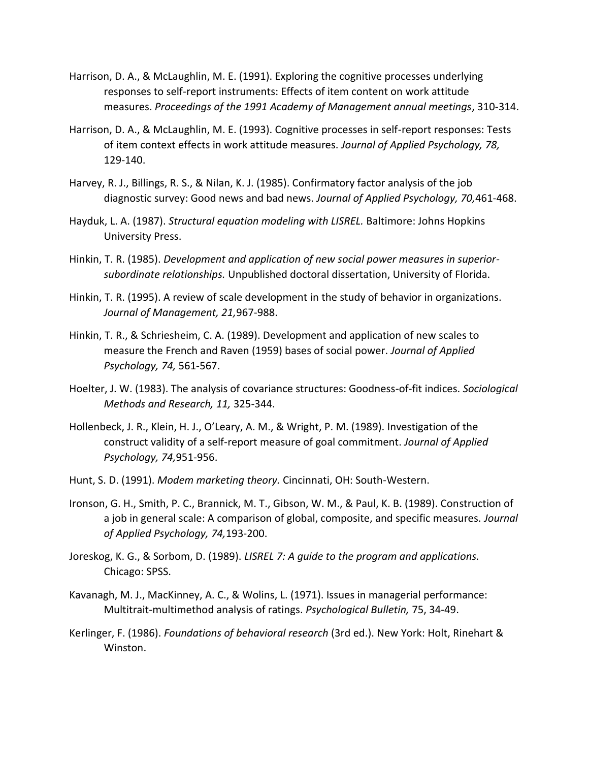Harrison, D. A., & McLaughlin, M. E. (1991). Exploring the cognitive processes underlying responses to self-report instruments: Effects of item content on work attitude measures. *Proceedings of the 1991 Academy of Management annual meetings*, 310-314.

Harrison, D. A., & McLaughlin, M. E. (1993). Cognitive processes in self-report responses: Tests of item context effects in work attitude measures. *Journal of Applied Psychology, 78,* 129-140.

Harvey, R. J., Billings, R. S., & Nilan, K. J. (1985). Confirmatory factor analysis of the job diagnostic survey: Good news and bad news. *Journal of Applied Psychology, 70,*461-468.

Hayduk, L. A. (1987). *Structural equation modeling with LISREL.* Baltimore: Johns Hopkins University Press.

Hinkin, T. R. (1985). *Development and application of new social power measures in superior-subordinate relationships.* Unpublished doctoral dissertation, University of Florida.

Hinkin, T. R. (1995). A review of scale development in the study of behavior in organizations. *Journal of Management, 21,*967-988.

Hinkin, T. R., & Schriesheim, C. A. (1989). Development and application of new scales to measure the French and Raven (1959) bases of social power. *Journal of Applied Psychology, 74,* 561-567.

Hoelter, J. W. (1983). The analysis of covariance structures: Goodness-of-fit indices. *Sociological Methods and Research, 11,* 325-344.

Hollenbeck, J. R., Klein, H. J., O'Leary, A. M., & Wright, P. M. (1989). Investigation of the construct validity of a self-report measure of goal commitment. *Journal of Applied Psychology, 74,*951-956.

Hunt, S. D. (1991). *Modem marketing theory.* Cincinnati, OH: South-Western.

Ironson, G. H., Smith, P. C., Brannick, M. T., Gibson, W. M., & Paul, K. B. (1989). Construction of a job in general scale: A comparison of global, composite, and specific measures. *Journal of Applied Psychology, 74,*193-200.

Joreskog, K. G., & Sorbom, D. (1989). *LISREL 7: A guide to the program and applications.* Chicago: SPSS.

Kavanagh, M. J., MacKinney, A. C., & Wolins, L. (1971). Issues in managerial performance: Multitrait-multimethod analysis of ratings. *Psychological Bulletin,* 75, 34-49.

Kerlinger, F. (1986). *Foundations of behavioral research* (3rd ed.). New York: Holt, Rinehart & Winston.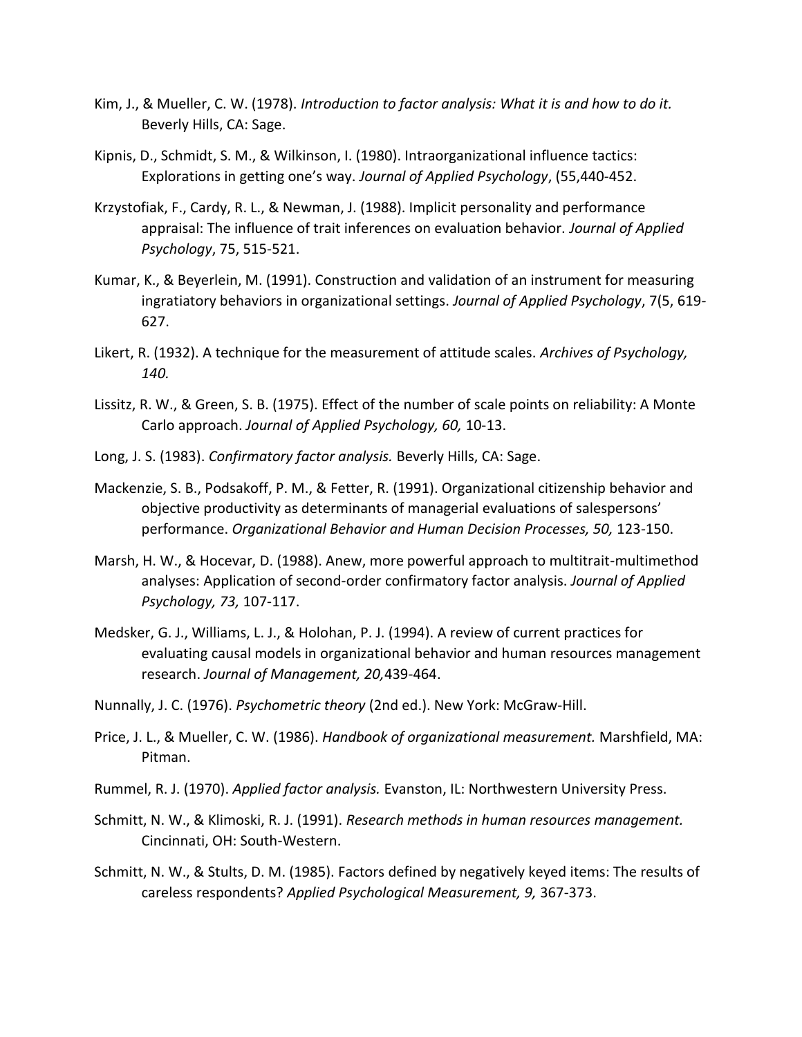Kim, J., & Mueller, C. W. (1978). *Introduction to factor analysis: What it is and how to do it.* Beverly Hills, CA: Sage.

Kipnis, D., Schmidt, S. M., & Wilkinson, I. (1980). Intraorganizational influence tactics: Explorations in getting one's way. *Journal of Applied Psychology*, (55,440-452.

Krzystofiak, F., Cardy, R. L., & Newman, J. (1988). Implicit personality and performance appraisal: The influence of trait inferences on evaluation behavior. *Journal of Applied Psychology*, 75, 515-521.

Kumar, K., & Beyerlein, M. (1991). Construction and validation of an instrument for measuring ingratiatory behaviors in organizational settings. *Journal of Applied Psychology*, 7(5, 619-627.

Likert, R. (1932). A technique for the measurement of attitude scales. *Archives of Psychology, 140.*

Lissitz, R. W., & Green, S. B. (1975). Effect of the number of scale points on reliability: A Monte Carlo approach. *Journal of Applied Psychology, 60,* 10-13.

Long, J. S. (1983). *Confirmatory factor analysis.* Beverly Hills, CA: Sage.

Mackenzie, S. B., Podsakoff, P. M., & Fetter, R. (1991). Organizational citizenship behavior and objective productivity as determinants of managerial evaluations of salespersons' performance. *Organizational Behavior and Human Decision Processes, 50,* 123-150.

Marsh, H. W., & Hocevar, D. (1988). Anew, more powerful approach to multitrait-multimethod analyses: Application of second-order confirmatory factor analysis. *Journal of Applied Psychology, 73,* 107-117.

Medsker, G. J., Williams, L. J., & Holohan, P. J. (1994). A review of current practices for evaluating causal models in organizational behavior and human resources management research. *Journal of Management, 20,*439-464.

Nunnally, J. C. (1976). *Psychometric theory* (2nd ed.). New York: McGraw-Hill.

Price, J. L., & Mueller, C. W. (1986). *Handbook of organizational measurement.* Marshfield, MA: Pitman.

Rummel, R. J. (1970). *Applied factor analysis.* Evanston, IL: Northwestern University Press.

Schmitt, N. W., & Klimoski, R. J. (1991). *Research methods in human resources management.* Cincinnati, OH: South-Western.

Schmitt, N. W., & Stults, D. M. (1985). Factors defined by negatively keyed items: The results of careless respondents? *Applied Psychological Measurement, 9,* 367-373.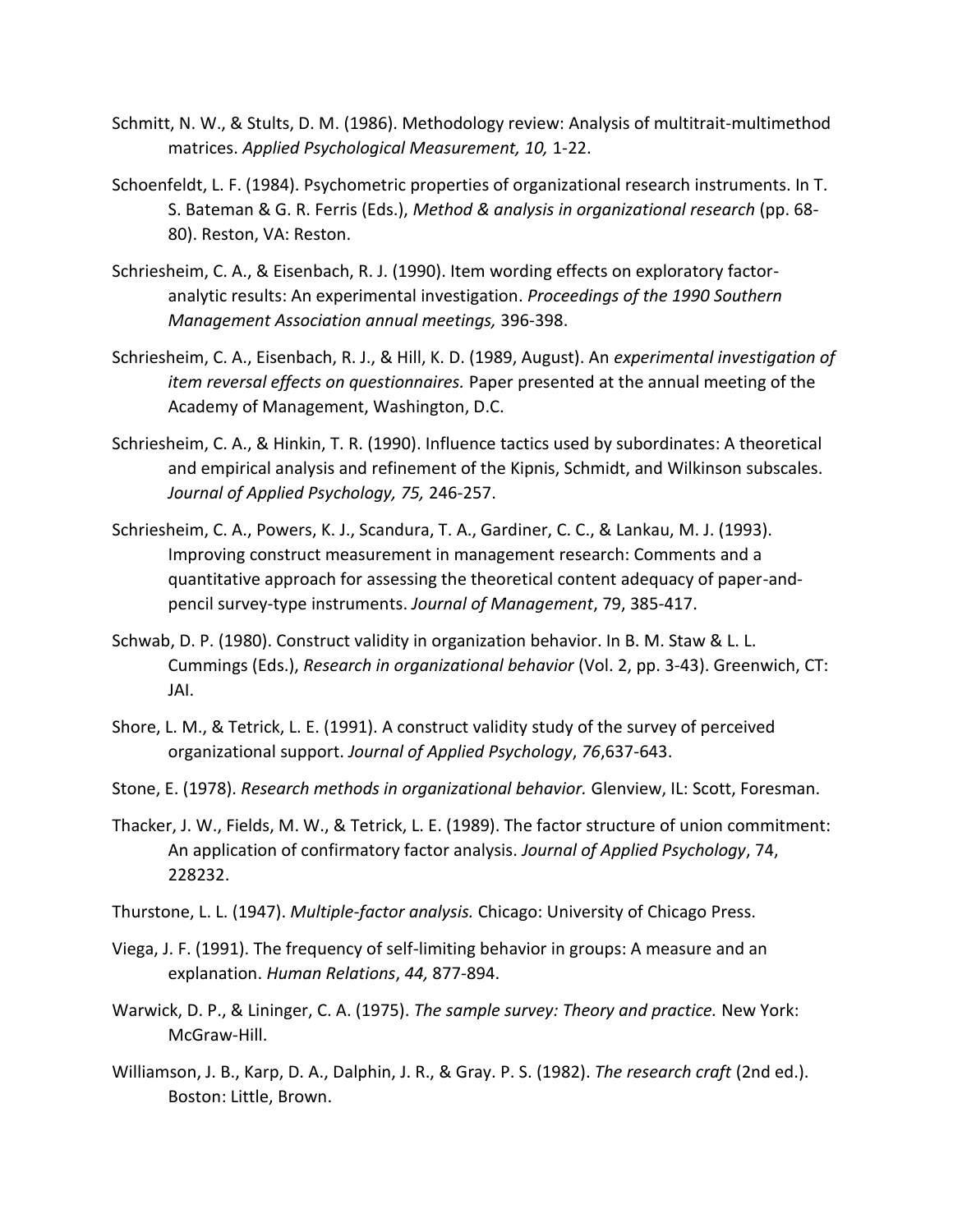Schmitt, N. W., & Stults, D. M. (1986). Methodology review: Analysis of multitrait-multimethod matrices. *Applied Psychological Measurement, 10,* 1-22.

Schoenfeldt, L. F. (1984). Psychometric properties of organizational research instruments. In T. S. Bateman & G. R. Ferris (Eds.), *Method & analysis in organizational research* (pp. 68-80). Reston, VA: Reston.

Schriesheim, C. A., & Eisenbach, R. J. (1990). Item wording effects on exploratory factor-analytic results: An experimental investigation. *Proceedings of the 1990 Southern Management Association annual meetings,* 396-398.

Schriesheim, C. A., Eisenbach, R. J., & Hill, K. D. (1989, August). An *experimental investigation of item reversal effects on questionnaires.* Paper presented at the annual meeting of the Academy of Management, Washington, D.C.

Schriesheim, C. A., & Hinkin, T. R. (1990). Influence tactics used by subordinates: A theoretical and empirical analysis and refinement of the Kipnis, Schmidt, and Wilkinson subscales. *Journal of Applied Psychology, 75,* 246-257.

Schriesheim, C. A., Powers, K. J., Scandura, T. A., Gardiner, C. C., & Lankau, M. J. (1993). Improving construct measurement in management research: Comments and a quantitative approach for assessing the theoretical content adequacy of paper-and-pencil survey-type instruments. *Journal of Management*, 79, 385-417.

Schwab, D. P. (1980). Construct validity in organization behavior. In B. M. Staw & L. L. Cummings (Eds.), *Research in organizational behavior* (Vol. 2, pp. 3-43). Greenwich, CT: JAI.

Shore, L. M., & Tetrick, L. E. (1991). A construct validity study of the survey of perceived organizational support. *Journal of Applied Psychology*, *76*,637-643.

Stone, E. (1978). *Research methods in organizational behavior.* Glenview, IL: Scott, Foresman.

Thacker, J. W., Fields, M. W., & Tetrick, L. E. (1989). The factor structure of union commitment: An application of confirmatory factor analysis. *Journal of Applied Psychology*, 74, 228232.

Thurstone, L. L. (1947). *Multiple-factor analysis.* Chicago: University of Chicago Press.

Viega, J. F. (1991). The frequency of self-limiting behavior in groups: A measure and an explanation. *Human Relations*, *44,* 877-894.

Warwick, D. P., & Lininger, C. A. (1975). *The sample survey: Theory and practice.* New York: McGraw-Hill.

Williamson, J. B., Karp, D. A., Dalphin, J. R., & Gray. P. S. (1982). *The research craft* (2nd ed.). Boston: Little, Brown.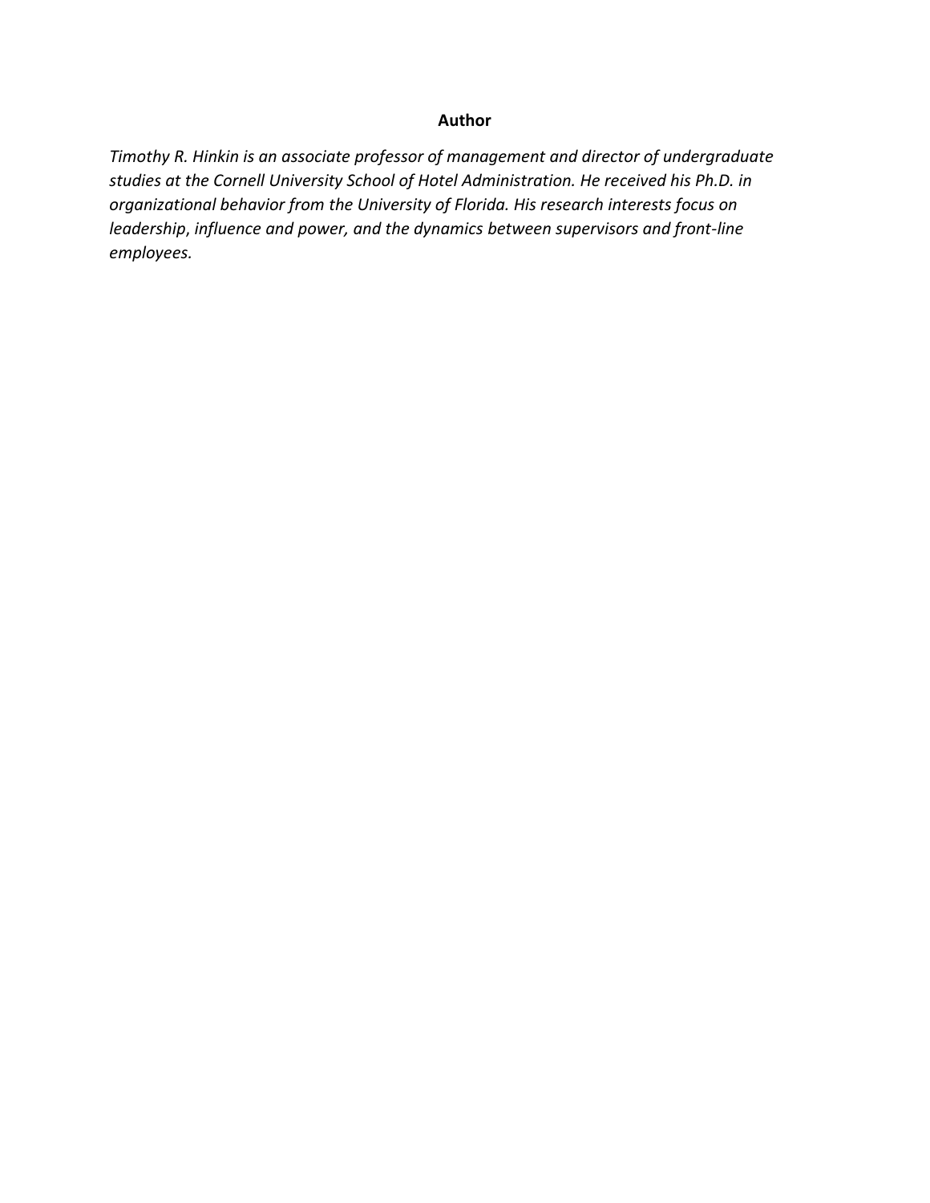**Author**

*Timothy R. Hinkin is an associate professor of management and director of undergraduate studies at the Cornell University School of Hotel Administration. He received his Ph.D. in organizational behavior from the University of Florida. His research interests focus on leadership, influence and power, and the dynamics between supervisors and front-line employees.*